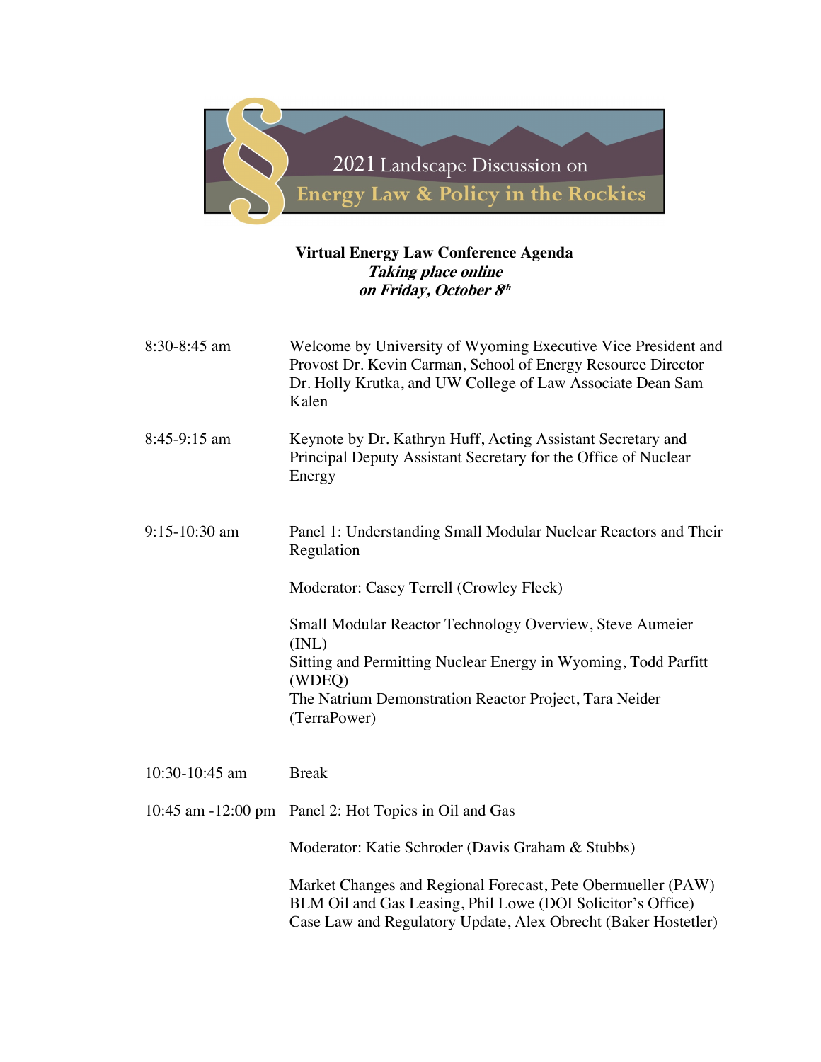# 2021 Landscape Discussion on Energy Law & Policy in the Rockies

**Virtual Energy Law Conference Agenda**
***Taking place online***
***on Friday, October 8th***

| | |
|---|---|
| 8:30-8:45 am | Welcome by University of Wyoming Executive Vice President and Provost Dr. Kevin Carman, School of Energy Resource Director Dr. Holly Krutka, and UW College of Law Associate Dean Sam Kalen |
| 8:45-9:15 am | Keynote by Dr. Kathryn Huff, Acting Assistant Secretary and Principal Deputy Assistant Secretary for the Office of Nuclear Energy |
| 9:15-10:30 am | Panel 1: Understanding Small Modular Nuclear Reactors and Their Regulation<br><br>Moderator: Casey Terrell (Crowley Fleck)<br><br>Small Modular Reactor Technology Overview, Steve Aumeier (INL)<br>Sitting and Permitting Nuclear Energy in Wyoming, Todd Parfitt (WDEQ)<br>The Natrium Demonstration Reactor Project, Tara Neider (TerraPower) |
| 10:30-10:45 am | Break |
| 10:45 am -12:00 pm | Panel 2: Hot Topics in Oil and Gas<br><br>Moderator: Katie Schroder (Davis Graham & Stubbs)<br><br>Market Changes and Regional Forecast, Pete Obermueller (PAW)<br>BLM Oil and Gas Leasing, Phil Lowe (DOI Solicitor's Office)<br>Case Law and Regulatory Update, Alex Obrecht (Baker Hostetler) |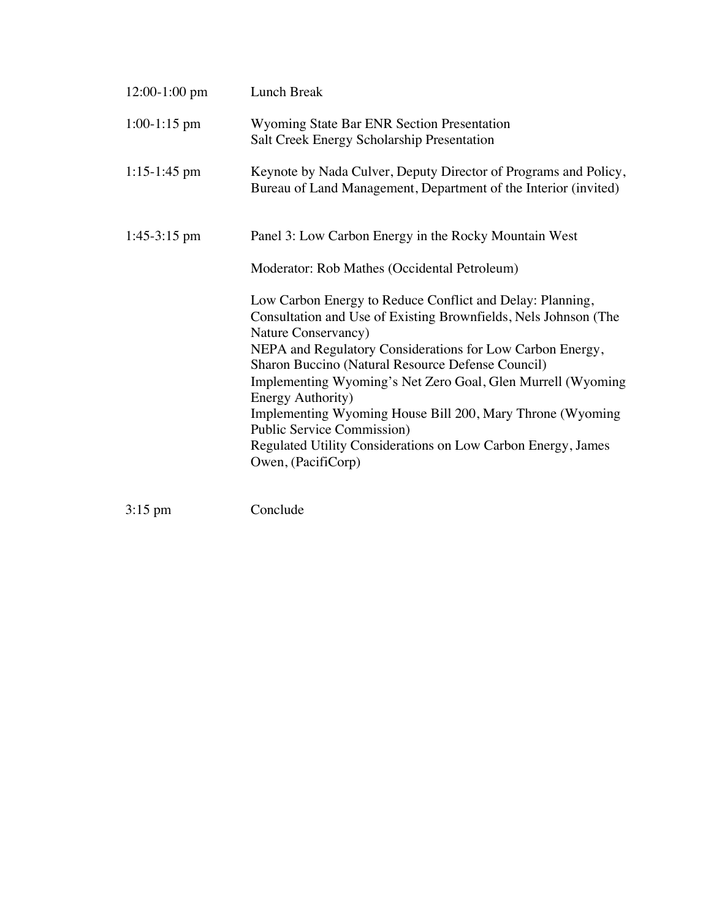| | |
|---|---|
| 12:00-1:00 pm | Lunch Break |
| 1:00-1:15 pm | Wyoming State Bar ENR Section Presentation<br>Salt Creek Energy Scholarship Presentation |
| 1:15-1:45 pm | Keynote by Nada Culver, Deputy Director of Programs and Policy, Bureau of Land Management, Department of the Interior (invited) |
| 1:45-3:15 pm | Panel 3: Low Carbon Energy in the Rocky Mountain West<br><br>Moderator: Rob Mathes (Occidental Petroleum)<br><br>Low Carbon Energy to Reduce Conflict and Delay: Planning, Consultation and Use of Existing Brownfields, Nels Johnson (The Nature Conservancy)<br>NEPA and Regulatory Considerations for Low Carbon Energy, Sharon Buccino (Natural Resource Defense Council)<br>Implementing Wyoming's Net Zero Goal, Glen Murrell (Wyoming Energy Authority)<br>Implementing Wyoming House Bill 200, Mary Throne (Wyoming Public Service Commission)<br>Regulated Utility Considerations on Low Carbon Energy, James Owen, (PacifiCorp) |
| 3:15 pm | Conclude |